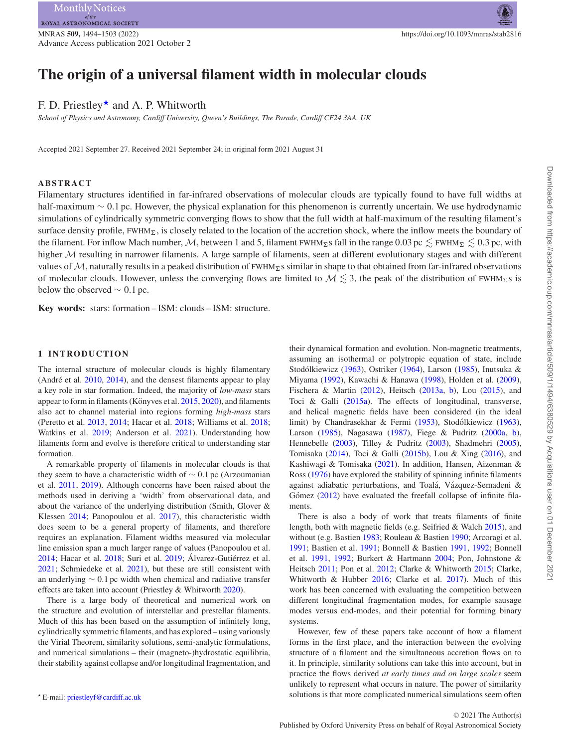# The origin of a universal filament width in molecular clouds

F. D. Priestley★ and A. P. Whitworth

*School of Physics and Astronomy, Cardiff University, Queen's Buildings, The Parade, Cardiff CF24 3AA, UK*

Accepted 2021 September 27. Received 2021 September 24; in original form 2021 August 31

## ABSTRACT

Filamentary structures identified in far-infrared observations of molecular clouds are typically found to have full widths at half-maximum ∼ 0.1 pc. However, the physical explanation for this phenomenon is currently uncertain. We use hydrodynamic simulations of cylindrically symmetric converging flows to show that the full width at half-maximum of the resulting filament's surface density profile, $\mathrm{FWHM}_\Sigma$, is closely related to the location of the accretion shock, where the inflow meets the boundary of the filament. For inflow Mach number, $\mathcal{M}$, between 1 and 5, filament $\mathrm{FWHM}_\Sigma$s fall in the range $0.03\,\mathrm{pc} \lesssim \mathrm{FWHM}_\Sigma \lesssim 0.3\,\mathrm{pc}$, with higher $\mathcal{M}$ resulting in narrower filaments. A large sample of filaments, seen at different evolutionary stages and with different values of $\mathcal{M}$, naturally results in a peaked distribution of $\mathrm{FWHM}_\Sigma$s similar in shape to that obtained from far-infrared observations of molecular clouds. However, unless the converging flows are limited to $\mathcal{M} \lesssim 3$, the peak of the distribution of $\mathrm{FWHM}_\Sigma$s is below the observed ∼ 0.1 pc.

**Key words:** stars: formation – ISM: clouds – ISM: structure.

## 1 INTRODUCTION

The internal structure of molecular clouds is highly filamentary (André et al. 2010, 2014), and the densest filaments appear to play a key role in star formation. Indeed, the majority of *low-mass* stars appear to form in filaments (Könyves et al. 2015, 2020), and filaments also act to channel material into regions forming *high-mass* stars (Peretto et al. 2013, 2014; Hacar et al. 2018; Williams et al. 2018; Watkins et al. 2019; Anderson et al. 2021). Understanding how filaments form and evolve is therefore critical to understanding star formation.

A remarkable property of filaments in molecular clouds is that they seem to have a characteristic width of ∼ 0.1 pc (Arzoumanian et al. 2011, 2019). Although concerns have been raised about the methods used in deriving a 'width' from observational data, and about the variance of the underlying distribution (Smith, Glover & Klessen 2014; Panopoulou et al. 2017), this characteristic width does seem to be a general property of filaments, and therefore requires an explanation. Filament widths measured via molecular line emission span a much larger range of values (Panopoulou et al. 2014; Hacar et al. 2018; Suri et al. 2019; Álvarez-Gutiérrez et al. 2021; Schmiedeke et al. 2021), but these are still consistent with an underlying ∼ 0.1 pc width when chemical and radiative transfer effects are taken into account (Priestley & Whitworth 2020).

There is a large body of theoretical and numerical work on the structure and evolution of interstellar and prestellar filaments. Much of this has been based on the assumption of infinitely long, cylindrically symmetric filaments, and has explored – using variously the Virial Theorem, similarity solutions, semi-analytic formulations, and numerical simulations – their (magneto-)hydrostatic equilibria, their stability against collapse and/or longitudinal fragmentation, and their dynamical formation and evolution. Non-magnetic treatments, assuming an isothermal or polytropic equation of state, include Stodólkiewicz (1963), Ostriker (1964), Larson (1985), Inutsuka & Miyama (1992), Kawachi & Hanawa (1998), Holden et al. (2009), Fischera & Martin (2012), Heitsch (2013a, b), Lou (2015), and Toci & Galli (2015a). The effects of longitudinal, transverse, and helical magnetic fields have been considered (in the ideal limit) by Chandrasekhar & Fermi (1953), Stodólkiewicz (1963), Larson (1985), Nagasawa (1987), Fiege & Pudritz (2000a, b), Hennebelle (2003), Tilley & Pudritz (2003), Shadmehri (2005), Tomisaka (2014), Toci & Galli (2015b), Lou & Xing (2016), and Kashiwagi & Tomisaka (2021). In addition, Hansen, Aizenman & Ross (1976) have explored the stability of spinning infinite filaments against adiabatic perturbations, and Toalá, Vázquez-Semadeni & Gómez (2012) have evaluated the freefall collapse of infinite filaments.

There is also a body of work that treats filaments of finite length, both with magnetic fields (e.g. Seifried & Walch 2015), and without (e.g. Bastien 1983; Rouleau & Bastien 1990; Arcoragi et al. 1991; Bastien et al. 1991; Bonnell & Bastien 1991, 1992; Bonnell et al. 1991, 1992; Burkert & Hartmann 2004; Pon, Johnstone & Heitsch 2011; Pon et al. 2012; Clarke & Whitworth 2015; Clarke, Whitworth & Hubber 2016; Clarke et al. 2017). Much of this work has been concerned with evaluating the competition between different longitudinal fragmentation modes, for example sausage modes versus end-modes, and their potential for forming binary systems.

However, few of these papers take account of how a filament forms in the first place, and the interaction between the evolving structure of a filament and the simultaneous accretion flows on to it. In principle, similarity solutions can take this into account, but in practice the flows derived *at early times and on large scales* seem unlikely to represent what occurs in nature. The power of similarity solutions is that more complicated numerical simulations seem often

★ E-mail: priestleyf@cardiff.ac.uk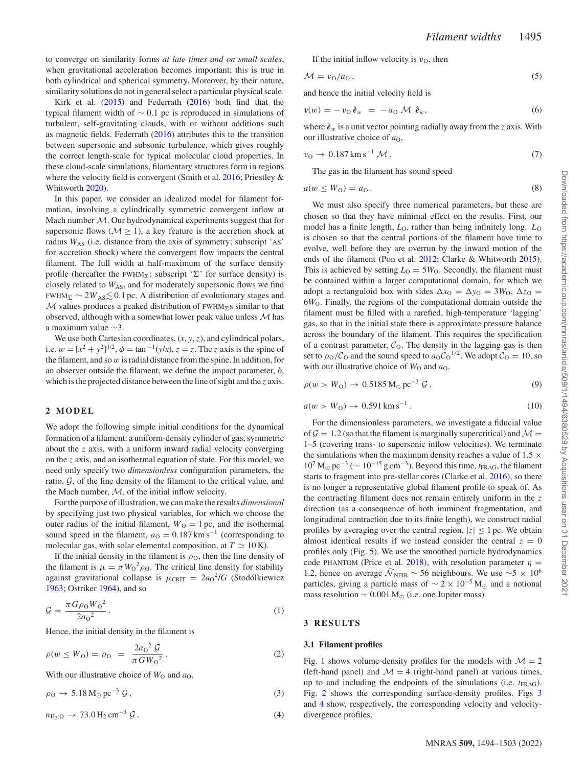to converge on similarity forms *at late times and on small scales*, when gravitational acceleration becomes important; this is true in both cylindrical and spherical symmetry. Moreover, by their nature, similarity solutions do not in general select a particular physical scale.

Kirk et al. (2015) and Federrath (2016) both find that the typical filament width of $\sim 0.1$ pc is reproduced in simulations of turbulent, self-gravitating clouds, with or without additions such as magnetic fields. Federrath (2016) attributes this to the transition between supersonic and subsonic turbulence, which gives roughly the correct length-scale for typical molecular cloud properties. In these cloud-scale simulations, filamentary structures form in regions where the velocity field is convergent (Smith et al. 2016; Priestley & Whitworth 2020).

In this paper, we consider an idealized model for filament formation, involving a cylindrically symmetric convergent inflow at Mach number $\mathcal{M}$. Our hydrodynamical experiments suggest that for supersonic flows ($\mathcal{M} \geq 1$), a key feature is the accretion shock at radius $W_{\rm AS}$ (i.e. distance from the axis of symmetry; subscript 'AS' for Accretion Shock) where the convergent flow impacts the central filament. The full width at half-maximum of the surface density profile (hereafter the $\rm FWHM_\Sigma$; subscript '$\Sigma$' for surface density) is closely related to $W_{\rm AS}$, and for moderately supersonic flows we find $\rm FWHM_\Sigma \sim 2W_{AS} \lesssim 0.1$ pc. A distribution of evolutionary stages and $\mathcal{M}$ values produces a peaked distribution of $\rm FWHM_\Sigma$s similar to that observed, although with a somewhat lower peak value unless $\mathcal{M}$ has a maximum value $\sim 3$.

We use both Cartesian coordinates, $(x, y, z)$, and cylindrical polars, i.e. $w = [x^2 + y^2]^{1/2}$, $\phi = \tan^{-1}(y/x)$, $z = z$. The $z$ axis is the spine of the filament, and so $w$ is radial distance from the spine. Also, for an observer outside the filament, we define the impact parameter, $b$, which is the projected distance between the line of sight and the $z$ axis.

## 2 MODEL

We adopt the following simple initial conditions for the dynamical formation of a filament: a uniform-density cylinder of gas, symmetric about the $z$ axis, with a uniform inward radial velocity converging on the $z$ axis, and an isothermal equation of state. For this model, we need only specify two *dimensionless* configuration parameters, the ratio, $\mathcal{G}$, of the line density of the filament to the critical value, and the Mach number, $\mathcal{M}$, of the initial inflow velocity.

For the purpose of illustration, we can make the results *dimensional* by specifying just two physical variables, for which we choose the outer radius of the initial filament, $W_{\rm O} = 1$ pc, and the isothermal sound speed in the filament, $a_{\rm O} = 0.187\,{\rm km\,s^{-1}}$ (corresponding to molecular gas, with solar elemental composition, at $T \simeq 10$ K).

If the initial density in the filament is $\rho_{\rm O}$, then the line density of the filament is $\mu = \pi W_{\rm O}{}^2 \rho_{\rm O}$. The critical line density for stability against gravitational collapse is $\mu_{\rm CRIT} = 2a_{\rm O}{}^2/G$ (Stodólkiewicz 1963; Ostriker 1964), and so

$$\mathcal{G} = \frac{\pi G \rho_{\rm O} W_{\rm O}{}^2}{2a_{\rm O}{}^2}\,. \tag{1}$$

Hence, the initial density in the filament is

$$\rho(w \leq W_{\rm O}) = \rho_{\rm O} \;=\; \frac{2a_{\rm O}{}^2\,\mathcal{G}}{\pi G W_{\rm O}{}^2}\,. \tag{2}$$

With our illustrative choice of $W_{\rm O}$ and $a_{\rm O}$,

$$\rho_{\rm O} \to 5.18\,{\rm M_\odot\,pc^{-3}}\,\mathcal{G}\,, \tag{3}$$

$$n_{\rm H_2:O} \to 73.0\,{\rm H_2\,cm^{-3}}\,\mathcal{G}\,. \tag{4}$$

If the initial inflow velocity is $v_{\rm O}$, then

$$\mathcal{M} = v_{\rm O}/a_{\rm O}\,, \tag{5}$$

and hence the initial velocity field is

$$\boldsymbol{v}(w) = -\,v_{\rm O}\,\hat{\boldsymbol{e}}_w \;=\; -\,a_{\rm O}\,\mathcal{M}\,\hat{\boldsymbol{e}}_w, \tag{6}$$

where $\hat{\boldsymbol{e}}_w$ is a unit vector pointing radially away from the $z$ axis. With our illustrative choice of $a_{\rm O}$,

$$v_{\rm O} \to 0.187\,{\rm km\,s^{-1}}\,\mathcal{M}\,. \tag{7}$$

The gas in the filament has sound speed

$$a(w \leq W_{\rm O}) = a_{\rm O}\,. \tag{8}$$

We must also specify three numerical parameters, but these are chosen so that they have minimal effect on the results. First, our model has a finite length, $L_{\rm O}$, rather than being infinitely long. $L_{\rm O}$ is chosen so that the central portions of the filament have time to evolve, well before they are overrun by the inward motion of the ends of the filament (Pon et al. 2012; Clarke & Whitworth 2015). This is achieved by setting $L_{\rm O} = 5W_{\rm O}$. Secondly, the filament must be contained within a larger computational domain, for which we adopt a rectanguloid box with sides $\Delta x_{\rm O} = \Delta y_{\rm O} = 3W_{\rm O}$, $\Delta z_{\rm O} = 6W_{\rm O}$. Finally, the regions of the computational domain outside the filament must be filled with a rarefied, high-temperature 'lagging' gas, so that in the initial state there is approximate pressure balance across the boundary of the filament. This requires the specification of a contrast parameter, $\mathcal{C}_{\rm O}$. The density in the lagging gas is then set to $\rho_{\rm O}/\mathcal{C}_{\rm O}$ and the sound speed to $a_{\rm O}\mathcal{C}_{\rm O}{}^{1/2}$. We adopt $\mathcal{C}_{\rm O} = 10$, so with our illustrative choice of $W_{\rm O}$ and $a_{\rm O}$,

$$\rho(w > W_{\rm O}) \to 0.5185\,{\rm M_\odot\,pc^{-3}}\,\mathcal{G}\,, \tag{9}$$

$$a(w > W_{\rm O}) \to 0.591\,{\rm km\,s^{-1}}\,. \tag{10}$$

For the dimensionless parameters, we investigate a fiducial value of $\mathcal{G} = 1.2$ (so that the filament is marginally supercritical) and $\mathcal{M} =$ 1–5 (covering trans- to supersonic inflow velocities). We terminate the simulations when the maximum density reaches a value of $1.5 \times 10^7\,{\rm M_\odot\,pc^{-3}}$ ($\sim 10^{-15}\,{\rm g\,cm^{-3}}$). Beyond this time, $t_{\rm FRAG}$, the filament starts to fragment into pre-stellar cores (Clarke et al. 2016), so there is no longer a representative global filament profile to speak of. As the contracting filament does not remain entirely uniform in the $z$ direction (as a consequence of both imminent fragmentation, and longitudinal contraction due to its finite length), we construct radial profiles by averaging over the central region, $|z| \leq 1$ pc. We obtain almost identical results if we instead consider the central $z = 0$ profiles only (Fig. 5). We use the smoothed particle hydrodynamics code PHANTOM (Price et al. 2018), with resolution parameter $\eta = 1.2$, hence on average $\bar{\mathcal{N}}_{\rm NEIB} \sim 56$ neighbours. We use $\sim 5 \times 10^6$ particles, giving a particle mass of $\sim 2 \times 10^{-5}\,{\rm M_\odot}$ and a notional mass resolution $\sim 0.001\,{\rm M_\odot}$ (i.e. one Jupiter mass).

## 3 RESULTS

### 3.1 Filament profiles

Fig. 1 shows volume-density profiles for the models with $\mathcal{M} = 2$ (left-hand panel) and $\mathcal{M} = 4$ (right-hand panel) at various times, up to and including the endpoints of the simulations (i.e. $t_{\rm FRAG}$). Fig. 2 shows the corresponding surface-density profiles. Figs 3 and 4 show, respectively, the corresponding velocity and velocity-divergence profiles.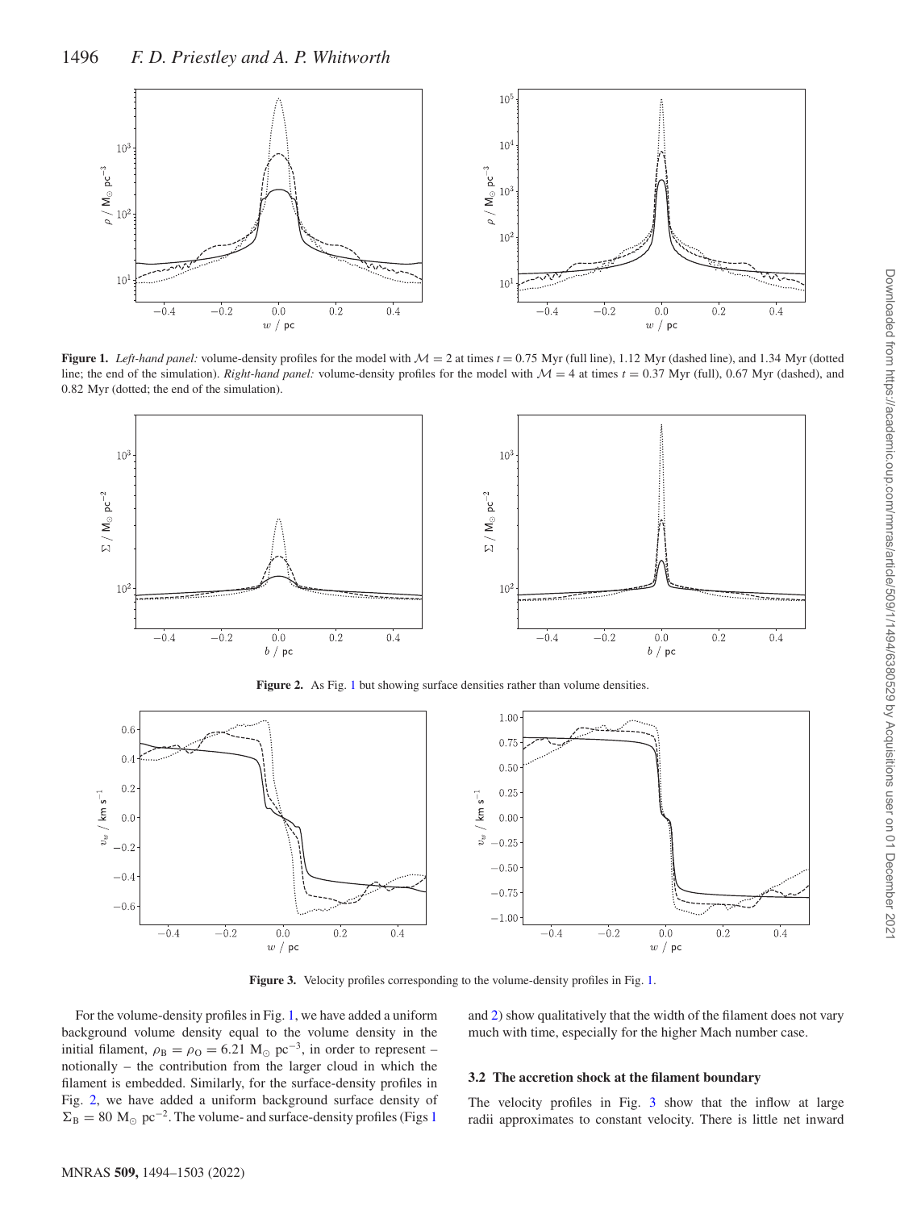**Figure 1.** *Left-hand panel:* volume-density profiles for the model with $\mathcal{M} = 2$ at times $t = 0.75$ Myr (full line), 1.12 Myr (dashed line), and 1.34 Myr (dotted line; the end of the simulation). *Right-hand panel:* volume-density profiles for the model with $\mathcal{M} = 4$ at times $t = 0.37$ Myr (full), 0.67 Myr (dashed), and 0.82 Myr (dotted; the end of the simulation).

**Figure 2.** As Fig. 1 but showing surface densities rather than volume densities.

**Figure 3.** Velocity profiles corresponding to the volume-density profiles in Fig. 1.

For the volume-density profiles in Fig. 1, we have added a uniform background volume density equal to the volume density in the initial filament, $\rho_B = \rho_O = 6.21\ M_\odot\ pc^{-3}$, in order to represent – notionally – the contribution from the larger cloud in which the filament is embedded. Similarly, for the surface-density profiles in Fig. 2, we have added a uniform background surface density of $\Sigma_B = 80\ M_\odot\ pc^{-2}$. The volume- and surface-density profiles (Figs 1 and 2) show qualitatively that the width of the filament does not vary much with time, especially for the higher Mach number case.

### 3.2 The accretion shock at the filament boundary

The velocity profiles in Fig. 3 show that the inflow at large radii approximates to constant velocity. There is little net inward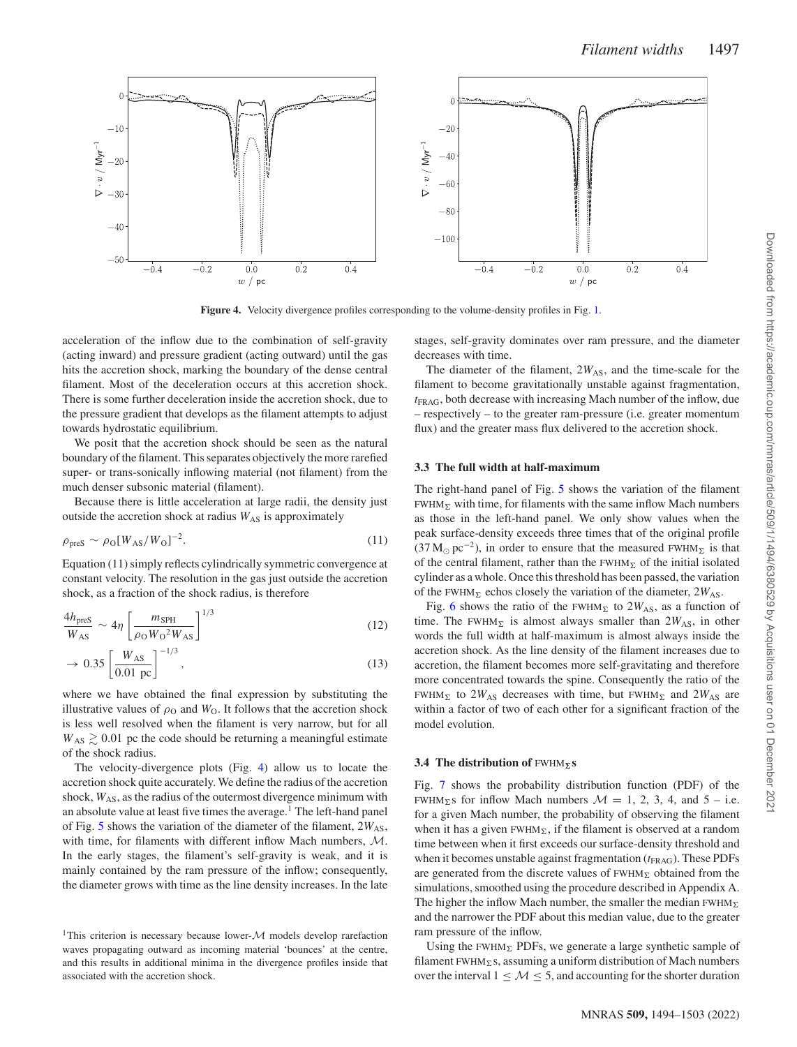**Figure 4.** Velocity divergence profiles corresponding to the volume-density profiles in Fig. 1.

acceleration of the inflow due to the combination of self-gravity (acting inward) and pressure gradient (acting outward) until the gas hits the accretion shock, marking the boundary of the dense central filament. Most of the deceleration occurs at this accretion shock. There is some further deceleration inside the accretion shock, due to the pressure gradient that develops as the filament attempts to adjust towards hydrostatic equilibrium.

We posit that the accretion shock should be seen as the natural boundary of the filament. This separates objectively the more rarefied super- or trans-sonically inflowing material (not filament) from the much denser subsonic material (filament).

Because there is little acceleration at large radii, the density just outside the accretion shock at radius $W_{\rm AS}$ is approximately

$$\rho_{\rm preS} \sim \rho_{\rm O}[W_{\rm AS}/W_{\rm O}]^{-2}. \tag{11}$$

Equation (11) simply reflects cylindrically symmetric convergence at constant velocity. The resolution in the gas just outside the accretion shock, as a fraction of the shock radius, is therefore

$$\frac{4h_{\rm preS}}{W_{\rm AS}} \sim 4\eta \left[\frac{m_{\rm SPH}}{\rho_{\rm O} W_{\rm O}^{2} W_{\rm AS}}\right]^{1/3} \tag{12}$$

$$\rightarrow 0.35 \left[\frac{W_{\rm AS}}{0.01\ {\rm pc}}\right]^{-1/3}, \tag{13}$$

where we have obtained the final expression by substituting the illustrative values of $\rho_{\rm O}$ and $W_{\rm O}$. It follows that the accretion shock is less well resolved when the filament is very narrow, but for all $W_{\rm AS} \gtrsim 0.01$ pc the code should be returning a meaningful estimate of the shock radius.

The velocity-divergence plots (Fig. 4) allow us to locate the accretion shock quite accurately. We define the radius of the accretion shock, $W_{\rm AS}$, as the radius of the outermost divergence minimum with an absolute value at least five times the average.[1] The left-hand panel of Fig. 5 shows the variation of the diameter of the filament, $2W_{\rm AS}$, with time, for filaments with different inflow Mach numbers, $\mathcal{M}$. In the early stages, the filament's self-gravity is weak, and it is mainly contained by the ram pressure of the inflow; consequently, the diameter grows with time as the line density increases. In the late stages, self-gravity dominates over ram pressure, and the diameter decreases with time.

The diameter of the filament, $2W_{\rm AS}$, and the time-scale for the filament to become gravitationally unstable against fragmentation, $t_{\rm FRAG}$, both decrease with increasing Mach number of the inflow, due – respectively – to the greater ram-pressure (i.e. greater momentum flux) and the greater mass flux delivered to the accretion shock.

[1]This criterion is necessary because lower-$\mathcal{M}$ models develop rarefaction waves propagating outward as incoming material 'bounces' at the centre, and this results in additional minima in the divergence profiles inside that associated with the accretion shock.

### 3.3 The full width at half-maximum

The right-hand panel of Fig. 5 shows the variation of the filament $\rm FWHM_{\Sigma}$ with time, for filaments with the same inflow Mach numbers as those in the left-hand panel. We only show values when the peak surface-density exceeds three times that of the original profile ($37\,{\rm M_{\odot}\,pc^{-2}}$), in order to ensure that the measured $\rm FWHM_{\Sigma}$ is that of the central filament, rather than the $\rm FWHM_{\Sigma}$ of the initial isolated cylinder as a whole. Once this threshold has been passed, the variation of the $\rm FWHM_{\Sigma}$ echos closely the variation of the diameter, $2W_{\rm AS}$.

Fig. 6 shows the ratio of the $\rm FWHM_{\Sigma}$ to $2W_{\rm AS}$, as a function of time. The $\rm FWHM_{\Sigma}$ is almost always smaller than $2W_{\rm AS}$, in other words the full width at half-maximum is almost always inside the accretion shock. As the line density of the filament increases due to accretion, the filament becomes more self-gravitating and therefore more concentrated towards the spine. Consequently the ratio of the $\rm FWHM_{\Sigma}$ to $2W_{\rm AS}$ decreases with time, but $\rm FWHM_{\Sigma}$ and $2W_{\rm AS}$ are within a factor of two of each other for a significant fraction of the model evolution.

### 3.4 The distribution of $\rm FWHM_{\Sigma}$s

Fig. 7 shows the probability distribution function (PDF) of the $\rm FWHM_{\Sigma}$s for inflow Mach numbers $\mathcal{M} = 1$, 2, 3, 4, and 5 – i.e. for a given Mach number, the probability of observing the filament when it has a given $\rm FWHM_{\Sigma}$, if the filament is observed at a random time between when it first exceeds our surface-density threshold and when it becomes unstable against fragmentation ($t_{\rm FRAG}$). These PDFs are generated from the discrete values of $\rm FWHM_{\Sigma}$ obtained from the simulations, smoothed using the procedure described in Appendix A. The higher the inflow Mach number, the smaller the median $\rm FWHM_{\Sigma}$ and the narrower the PDF about this median value, due to the greater ram pressure of the inflow.

Using the $\rm FWHM_{\Sigma}$ PDFs, we generate a large synthetic sample of filament $\rm FWHM_{\Sigma}$s, assuming a uniform distribution of Mach numbers over the interval $1 \leq \mathcal{M} \leq 5$, and accounting for the shorter duration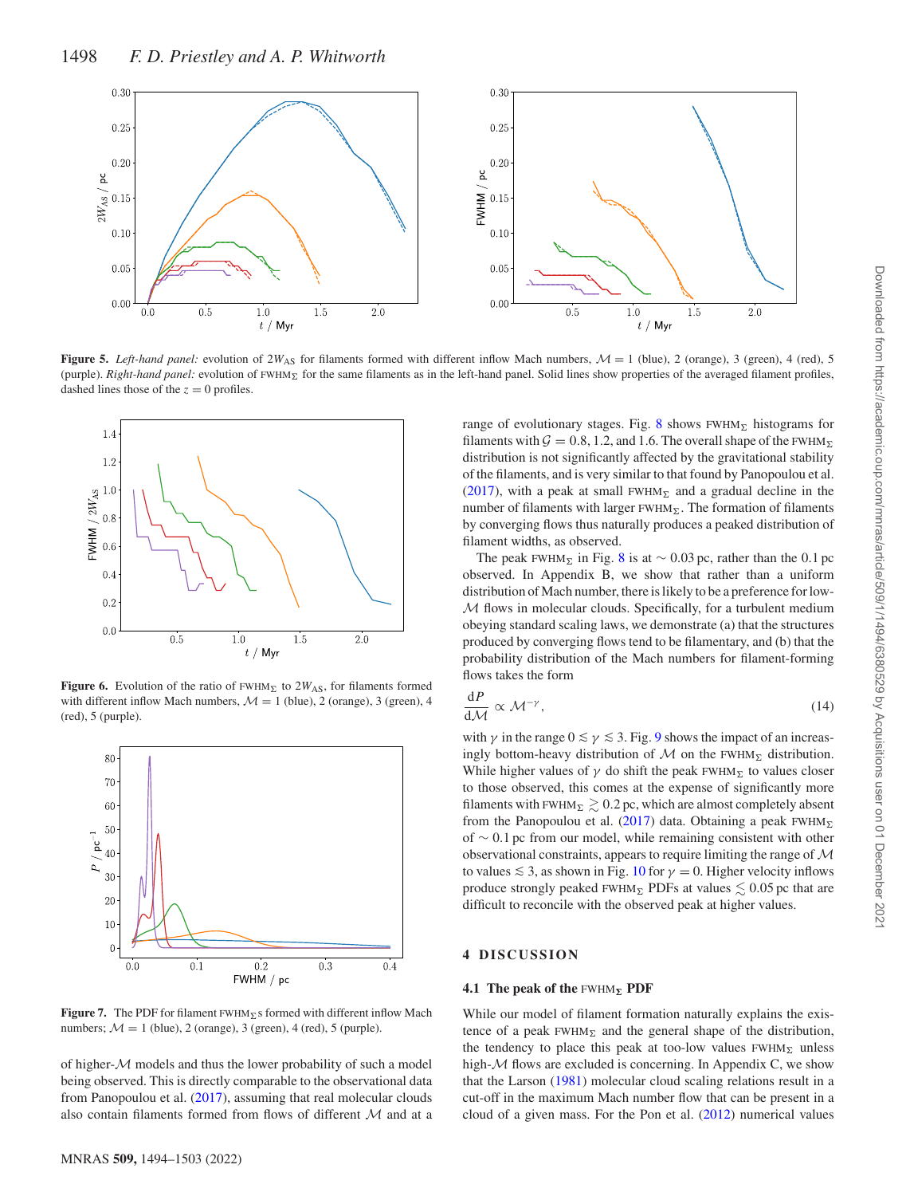**Figure 5.** *Left-hand panel:* evolution of $2W_{\rm AS}$ for filaments formed with different inflow Mach numbers, $\mathcal{M} = 1$ (blue), 2 (orange), 3 (green), 4 (red), 5 (purple). *Right-hand panel:* evolution of $\text{FWHM}_\Sigma$ for the same filaments as in the left-hand panel. Solid lines show properties of the averaged filament profiles, dashed lines those of the $z = 0$ profiles.

**Figure 6.** Evolution of the ratio of $\text{FWHM}_\Sigma$ to $2W_{\rm AS}$, for filaments formed with different inflow Mach numbers, $\mathcal{M} = 1$ (blue), 2 (orange), 3 (green), 4 (red), 5 (purple).

**Figure 7.** The PDF for filament $\text{FWHM}_\Sigma$s formed with different inflow Mach numbers; $\mathcal{M} = 1$ (blue), 2 (orange), 3 (green), 4 (red), 5 (purple).

of higher-$\mathcal{M}$ models and thus the lower probability of such a model being observed. This is directly comparable to the observational data from Panopoulou et al. (2017), assuming that real molecular clouds also contain filaments formed from flows of different $\mathcal{M}$ and at a range of evolutionary stages. Fig. 8 shows $\text{FWHM}_\Sigma$ histograms for filaments with $\mathcal{G} = 0.8$, 1.2, and 1.6. The overall shape of the $\text{FWHM}_\Sigma$ distribution is not significantly affected by the gravitational stability of the filaments, and is very similar to that found by Panopoulou et al. (2017), with a peak at small $\text{FWHM}_\Sigma$ and a gradual decline in the number of filaments with larger $\text{FWHM}_\Sigma$. The formation of filaments by converging flows thus naturally produces a peaked distribution of filament widths, as observed.

The peak $\text{FWHM}_\Sigma$ in Fig. 8 is at $\sim 0.03$ pc, rather than the 0.1 pc observed. In Appendix B, we show that rather than a uniform distribution of Mach number, there is likely to be a preference for low-$\mathcal{M}$ flows in molecular clouds. Specifically, for a turbulent medium obeying standard scaling laws, we demonstrate (a) that the structures produced by converging flows tend to be filamentary, and (b) that the probability distribution of the Mach numbers for filament-forming flows takes the form

$$\frac{dP}{d\mathcal{M}} \propto \mathcal{M}^{-\gamma}, \tag{14}$$

with $\gamma$ in the range $0 \lesssim \gamma \lesssim 3$. Fig. 9 shows the impact of an increasingly bottom-heavy distribution of $\mathcal{M}$ on the $\text{FWHM}_\Sigma$ distribution. While higher values of $\gamma$ do shift the peak $\text{FWHM}_\Sigma$ to values closer to those observed, this comes at the expense of significantly more filaments with $\text{FWHM}_\Sigma \gtrsim 0.2$ pc, which are almost completely absent from the Panopoulou et al. (2017) data. Obtaining a peak $\text{FWHM}_\Sigma$ of $\sim 0.1$ pc from our model, while remaining consistent with other observational constraints, appears to require limiting the range of $\mathcal{M}$ to values $\lesssim 3$, as shown in Fig. 10 for $\gamma = 0$. Higher velocity inflows produce strongly peaked $\text{FWHM}_\Sigma$ PDFs at values $\lesssim 0.05$ pc that are difficult to reconcile with the observed peak at higher values.

## 4 DISCUSSION

### 4.1 The peak of the $\text{FWHM}_\Sigma$ PDF

While our model of filament formation naturally explains the existence of a peak $\text{FWHM}_\Sigma$ and the general shape of the distribution, the tendency to place this peak at too-low values $\text{FWHM}_\Sigma$ unless high-$\mathcal{M}$ flows are excluded is concerning. In Appendix C, we show that the Larson (1981) molecular cloud scaling relations result in a cut-off in the maximum Mach number flow that can be present in a cloud of a given mass. For the Pon et al. (2012) numerical values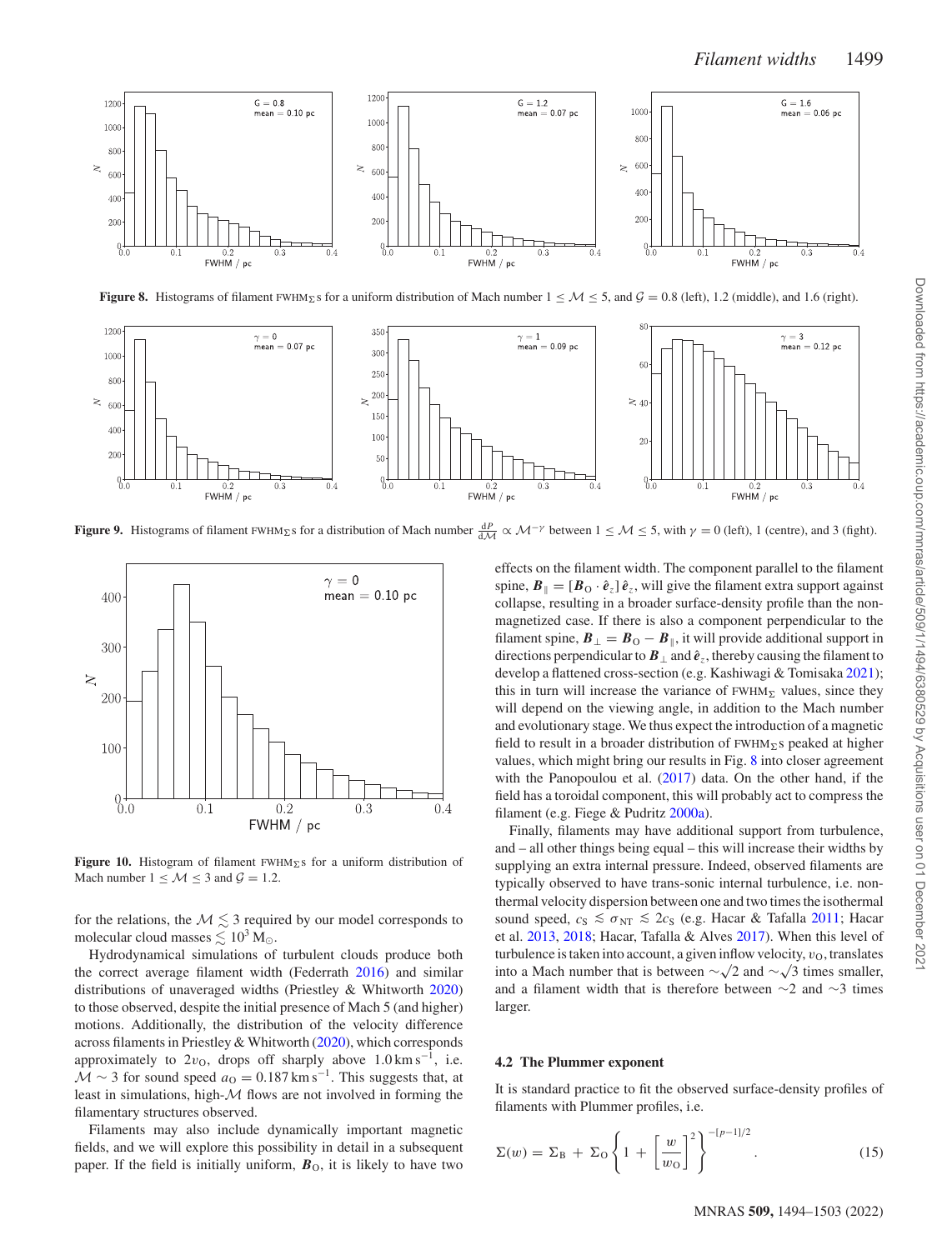**Figure 8.** Histograms of filament $\mathrm{FWHM}_\Sigma$s for a uniform distribution of Mach number $1 \le \mathcal{M} \le 5$, and $\mathcal{G} = 0.8$ (left), 1.2 (middle), and 1.6 (right).

**Figure 9.** Histograms of filament $\mathrm{FWHM}_\Sigma$s for a distribution of Mach number $\frac{dP}{d\mathcal{M}} \propto \mathcal{M}^{-\gamma}$ between $1 \le \mathcal{M} \le 5$, with $\gamma = 0$ (left), 1 (centre), and 3 (fight).

**Figure 10.** Histogram of filament $\mathrm{FWHM}_\Sigma$s for a uniform distribution of Mach number $1 \le \mathcal{M} \le 3$ and $\mathcal{G} = 1.2$.

for the relations, the $\mathcal{M} \lesssim 3$ required by our model corresponds to molecular cloud masses $\lesssim 10^3\,\mathrm{M}_\odot$.

Hydrodynamical simulations of turbulent clouds produce both the correct average filament width (Federrath 2016) and similar distributions of unaveraged widths (Priestley & Whitworth 2020) to those observed, despite the initial presence of Mach 5 (and higher) motions. Additionally, the distribution of the velocity difference across filaments in Priestley & Whitworth (2020), which corresponds approximately to $2v_\mathrm{O}$, drops off sharply above $1.0\,\mathrm{km\,s^{-1}}$, i.e. $\mathcal{M} \sim 3$ for sound speed $a_\mathrm{O} = 0.187\,\mathrm{km\,s^{-1}}$. This suggests that, at least in simulations, high-$\mathcal{M}$ flows are not involved in forming the filamentary structures observed.

Filaments may also include dynamically important magnetic fields, and we will explore this possibility in detail in a subsequent paper. If the field is initially uniform, $\boldsymbol{B}_\mathrm{O}$, it is likely to have two effects on the filament width. The component parallel to the filament spine, $\boldsymbol{B}_\parallel = [\boldsymbol{B}_\mathrm{O} \cdot \hat{\boldsymbol{e}}_z]\,\hat{\boldsymbol{e}}_z$, will give the filament extra support against collapse, resulting in a broader surface-density profile than the non-magnetized case. If there is also a component perpendicular to the filament spine, $\boldsymbol{B}_\perp = \boldsymbol{B}_\mathrm{O} - \boldsymbol{B}_\parallel$, it will provide additional support in directions perpendicular to $\boldsymbol{B}_\perp$ and $\hat{\boldsymbol{e}}_z$, thereby causing the filament to develop a flattened cross-section (e.g. Kashiwagi & Tomisaka 2021); this in turn will increase the variance of $\mathrm{FWHM}_\Sigma$ values, since they will depend on the viewing angle, in addition to the Mach number and evolutionary stage. We thus expect the introduction of a magnetic field to result in a broader distribution of $\mathrm{FWHM}_\Sigma$s peaked at higher values, which might bring our results in Fig. 8 into closer agreement with the Panopoulou et al. (2017) data. On the other hand, if the field has a toroidal component, this will probably act to compress the filament (e.g. Fiege & Pudritz 2000a).

Finally, filaments may have additional support from turbulence, and – all other things being equal – this will increase their widths by supplying an extra internal pressure. Indeed, observed filaments are typically observed to have trans-sonic internal turbulence, i.e. non-thermal velocity dispersion between one and two times the isothermal sound speed, $c_\mathrm{S} \lesssim \sigma_\mathrm{NT} \lesssim 2c_\mathrm{S}$ (e.g. Hacar & Tafalla 2011; Hacar et al. 2013, 2018; Hacar, Tafalla & Alves 2017). When this level of turbulence is taken into account, a given inflow velocity, $v_\mathrm{O}$, translates into a Mach number that is between $\sim\!\sqrt{2}$ and $\sim\!\sqrt{3}$ times smaller, and a filament width that is therefore between $\sim$2 and $\sim$3 times larger.

### 4.2 The Plummer exponent

It is standard practice to fit the observed surface-density profiles of filaments with Plummer profiles, i.e.

$$\Sigma(w) = \Sigma_\mathrm{B} + \Sigma_\mathrm{O}\left\{1 + \left[\frac{w}{w_\mathrm{O}}\right]^2\right\}^{-[p-1]/2}. \tag{15}$$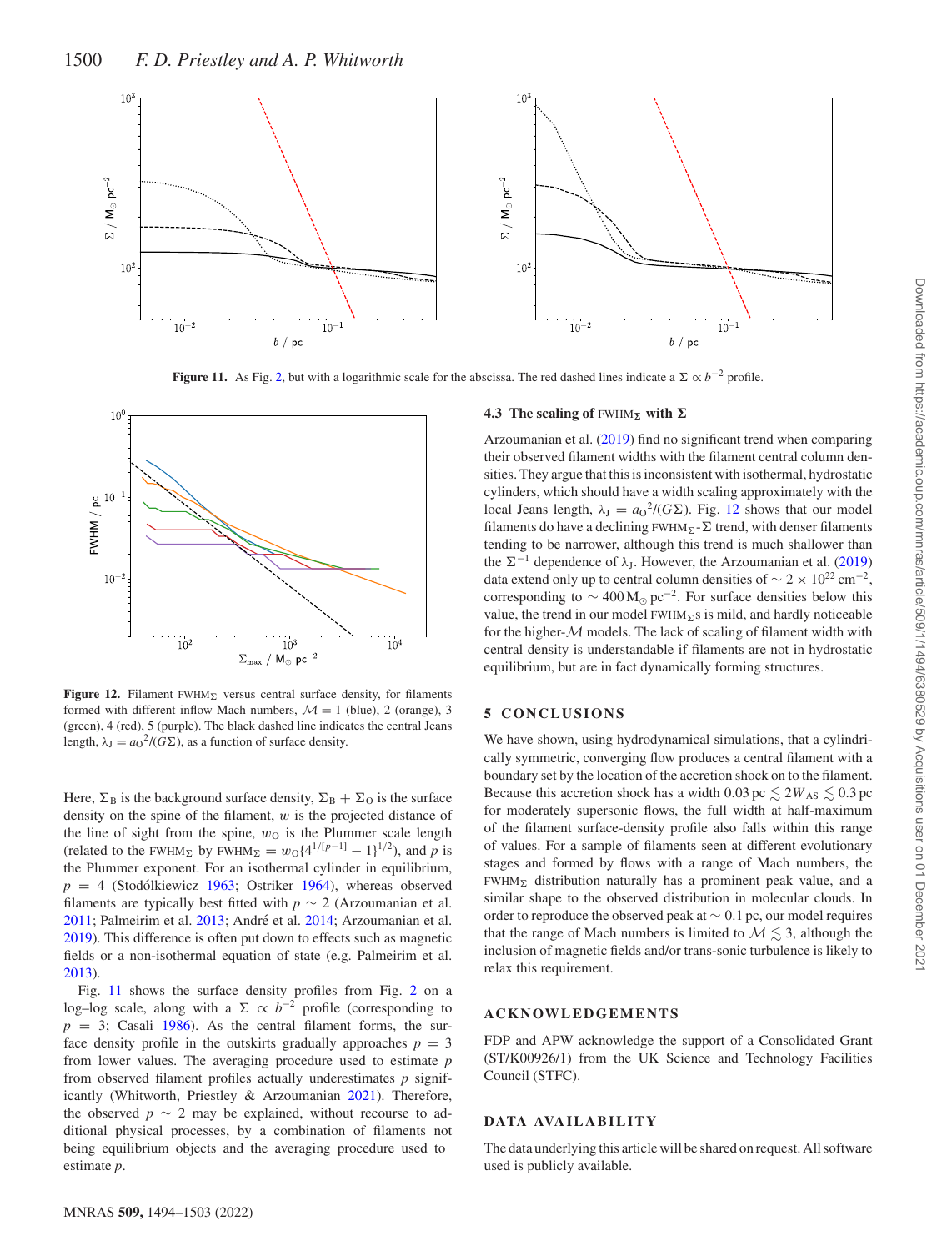**Figure 11.** As Fig. 2, but with a logarithmic scale for the abscissa. The red dashed lines indicate a $\Sigma \propto b^{-2}$ profile.

**Figure 12.** Filament $\mathrm{FWHM}_\Sigma$ versus central surface density, for filaments formed with different inflow Mach numbers, $\mathcal{M} = 1$ (blue), 2 (orange), 3 (green), 4 (red), 5 (purple). The black dashed line indicates the central Jeans length, $\lambda_\mathrm{J} = {a_\mathrm{O}}^2/(G\Sigma)$, as a function of surface density.

Here, $\Sigma_\mathrm{B}$ is the background surface density, $\Sigma_\mathrm{B} + \Sigma_\mathrm{O}$ is the surface density on the spine of the filament, $w$ is the projected distance of the line of sight from the spine, $w_\mathrm{O}$ is the Plummer scale length (related to the $\mathrm{FWHM}_\Sigma$ by $\mathrm{FWHM}_\Sigma = w_\mathrm{O}\{4^{1/[p-1]} - 1\}^{1/2}$), and $p$ is the Plummer exponent. For an isothermal cylinder in equilibrium, $p = 4$ (Stodólkiewicz 1963; Ostriker 1964), whereas observed filaments are typically best fitted with $p \sim 2$ (Arzoumanian et al. 2011; Palmeirim et al. 2013; André et al. 2014; Arzoumanian et al. 2019). This difference is often put down to effects such as magnetic fields or a non-isothermal equation of state (e.g. Palmeirim et al. 2013).

Fig. 11 shows the surface density profiles from Fig. 2 on a log–log scale, along with a $\Sigma \propto b^{-2}$ profile (corresponding to $p = 3$; Casali 1986). As the central filament forms, the surface density profile in the outskirts gradually approaches $p = 3$ from lower values. The averaging procedure used to estimate $p$ from observed filament profiles actually underestimates $p$ significantly (Whitworth, Priestley & Arzoumanian 2021). Therefore, the observed $p \sim 2$ may be explained, without recourse to additional physical processes, by a combination of filaments not being equilibrium objects and the averaging procedure used to estimate $p$.

### 4.3 The scaling of $\mathrm{FWHM}_\Sigma$ with $\Sigma$

Arzoumanian et al. (2019) find no significant trend when comparing their observed filament widths with the filament central column densities. They argue that this is inconsistent with isothermal, hydrostatic cylinders, which should have a width scaling approximately with the local Jeans length, $\lambda_\mathrm{J} = {a_\mathrm{O}}^2/(G\Sigma)$. Fig. 12 shows that our model filaments do have a declining $\mathrm{FWHM}_\Sigma$-$\Sigma$ trend, with denser filaments tending to be narrower, although this trend is much shallower than the $\Sigma^{-1}$ dependence of $\lambda_\mathrm{J}$. However, the Arzoumanian et al. (2019) data extend only up to central column densities of $\sim 2 \times 10^{22}\,\mathrm{cm}^{-2}$, corresponding to $\sim 400\,\mathrm{M}_\odot\,\mathrm{pc}^{-2}$. For surface densities below this value, the trend in our model $\mathrm{FWHM}_\Sigma$s is mild, and hardly noticeable for the higher-$\mathcal{M}$ models. The lack of scaling of filament width with central density is understandable if filaments are not in hydrostatic equilibrium, but are in fact dynamically forming structures.

## 5 CONCLUSIONS

We have shown, using hydrodynamical simulations, that a cylindrically symmetric, converging flow produces a central filament with a boundary set by the location of the accretion shock on to the filament. Because this accretion shock has a width $0.03\,\mathrm{pc} \lesssim 2W_\mathrm{AS} \lesssim 0.3\,\mathrm{pc}$ for moderately supersonic flows, the full width at half-maximum of the filament surface-density profile also falls within this range of values. For a sample of filaments seen at different evolutionary stages and formed by flows with a range of Mach numbers, the $\mathrm{FWHM}_\Sigma$ distribution naturally has a prominent peak value, and a similar shape to the observed distribution in molecular clouds. In order to reproduce the observed peak at $\sim 0.1$ pc, our model requires that the range of Mach numbers is limited to $\mathcal{M} \lesssim 3$, although the inclusion of magnetic fields and/or trans-sonic turbulence is likely to relax this requirement.

## ACKNOWLEDGEMENTS

FDP and APW acknowledge the support of a Consolidated Grant (ST/K00926/1) from the UK Science and Technology Facilities Council (STFC).

## DATA AVAILABILITY

The data underlying this article will be shared on request. All software used is publicly available.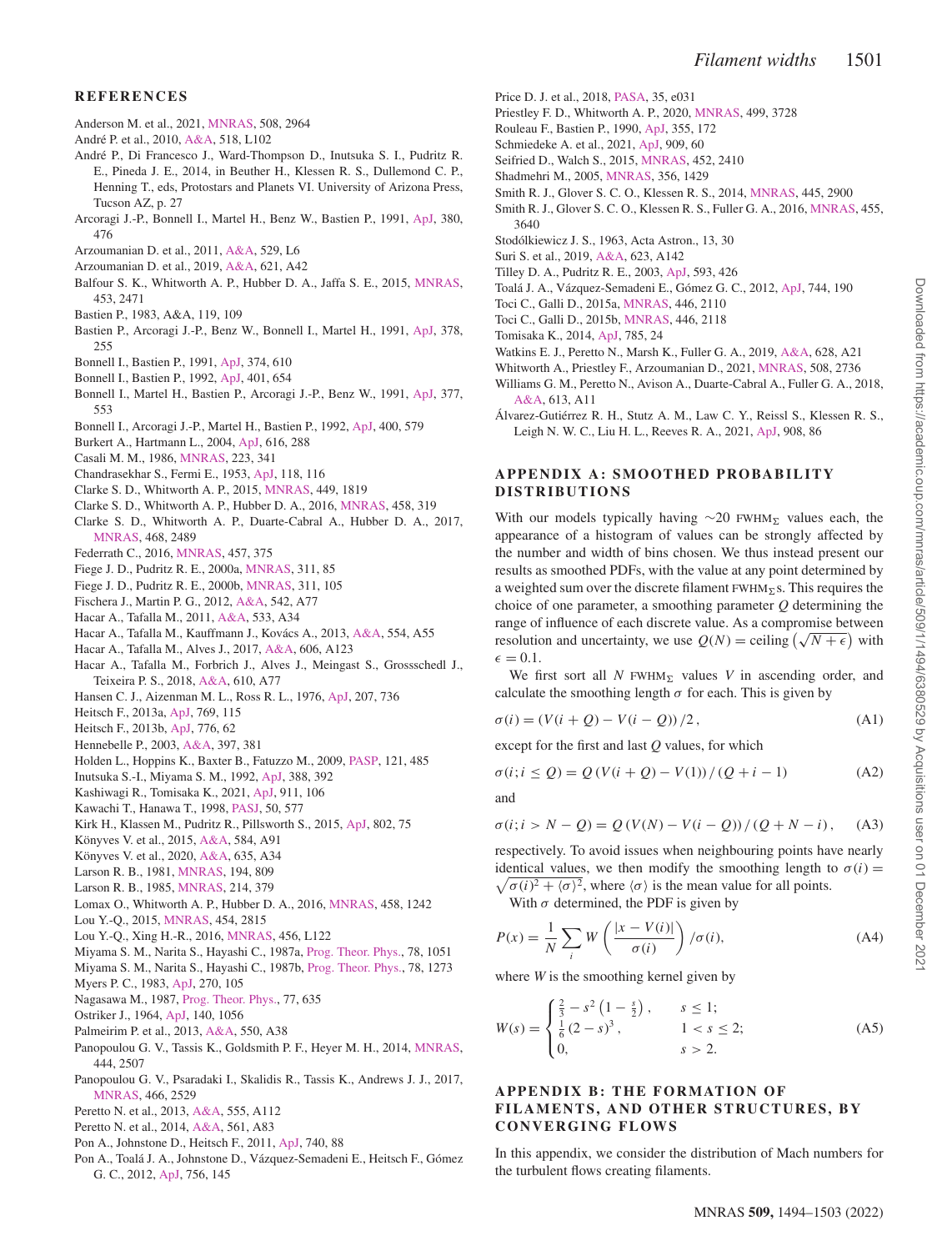## REFERENCES

Anderson M. et al., 2021, MNRAS, 508, 2964

André P. et al., 2010, A&A, 518, L102

André P., Di Francesco J., Ward-Thompson D., Inutsuka S. I., Pudritz R. E., Pineda J. E., 2014, in Beuther H., Klessen R. S., Dullemond C. P., Henning T., eds, Protostars and Planets VI. University of Arizona Press, Tucson AZ, p. 27

Arcoragi J.-P., Bonnell I., Martel H., Benz W., Bastien P., 1991, ApJ, 380, 476

Arzoumanian D. et al., 2011, A&A, 529, L6

Arzoumanian D. et al., 2019, A&A, 621, A42

Balfour S. K., Whitworth A. P., Hubber D. A., Jaffa S. E., 2015, MNRAS, 453, 2471

Bastien P., 1983, A&A, 119, 109

Bastien P., Arcoragi J.-P., Benz W., Bonnell I., Martel H., 1991, ApJ, 378, 255

Bonnell I., Bastien P., 1991, ApJ, 374, 610

Bonnell I., Bastien P., 1992, ApJ, 401, 654

Bonnell I., Martel H., Bastien P., Arcoragi J.-P., Benz W., 1991, ApJ, 377, 553

Bonnell I., Arcoragi J.-P., Martel H., Bastien P., 1992, ApJ, 400, 579

Burkert A., Hartmann L., 2004, ApJ, 616, 288

Casali M. M., 1986, MNRAS, 223, 341

Chandrasekhar S., Fermi E., 1953, ApJ, 118, 116

Clarke S. D., Whitworth A. P., 2015, MNRAS, 449, 1819

Clarke S. D., Whitworth A. P., Hubber D. A., 2016, MNRAS, 458, 319

Clarke S. D., Whitworth A. P., Duarte-Cabral A., Hubber D. A., 2017, MNRAS, 468, 2489

Federrath C., 2016, MNRAS, 457, 375

Fiege J. D., Pudritz R. E., 2000a, MNRAS, 311, 85

Fiege J. D., Pudritz R. E., 2000b, MNRAS, 311, 105

Fischera J., Martin P. G., 2012, A&A, 542, A77

Hacar A., Tafalla M., 2011, A&A, 533, A34

Hacar A., Tafalla M., Kauffmann J., Kovács A., 2013, A&A, 554, A55

Hacar A., Tafalla M., Alves J., 2017, A&A, 606, A123

Hacar A., Tafalla M., Forbrich J., Alves J., Meingast S., Grossschedl J., Teixeira P. S., 2018, A&A, 610, A77

Hansen C. J., Aizenman M. L., Ross R. L., 1976, ApJ, 207, 736

Heitsch F., 2013a, ApJ, 769, 115

Heitsch F., 2013b, ApJ, 776, 62

Hennebelle P., 2003, A&A, 397, 381

Holden L., Hoppins K., Baxter B., Fatuzzo M., 2009, PASP, 121, 485

Inutsuka S.-I., Miyama S. M., 1992, ApJ, 388, 392

Kashiwagi R., Tomisaka K., 2021, ApJ, 911, 106

Kawachi T., Hanawa T., 1998, PASJ, 50, 577

Kirk H., Klassen M., Pudritz R., Pillsworth S., 2015, ApJ, 802, 75

Könyves V. et al., 2015, A&A, 584, A91

Könyves V. et al., 2020, A&A, 635, A34

Larson R. B., 1981, MNRAS, 194, 809

Larson R. B., 1985, MNRAS, 214, 379

Lomax O., Whitworth A. P., Hubber D. A., 2016, MNRAS, 458, 1242

Lou Y.-Q., 2015, MNRAS, 454, 2815

Lou Y.-Q., Xing H.-R., 2016, MNRAS, 456, L122

Miyama S. M., Narita S., Hayashi C., 1987a, Prog. Theor. Phys., 78, 1051

Miyama S. M., Narita S., Hayashi C., 1987b, Prog. Theor. Phys., 78, 1273

Myers P. C., 1983, ApJ, 270, 105

Nagasawa M., 1987, Prog. Theor. Phys., 77, 635

Ostriker J., 1964, ApJ, 140, 1056

Palmeirim P. et al., 2013, A&A, 550, A38

Panopoulou G. V., Tassis K., Goldsmith P. F., Heyer M. H., 2014, MNRAS, 444, 2507

Panopoulou G. V., Psaradaki I., Skalidis R., Tassis K., Andrews J. J., 2017, MNRAS, 466, 2529

Peretto N. et al., 2013, A&A, 555, A112

Peretto N. et al., 2014, A&A, 561, A83

Pon A., Johnstone D., Heitsch F., 2011, ApJ, 740, 88

Pon A., Toalá J. A., Johnstone D., Vázquez-Semadeni E., Heitsch F., Gómez G. C., 2012, ApJ, 756, 145

Price D. J. et al., 2018, PASA, 35, e031

Priestley F. D., Whitworth A. P., 2020, MNRAS, 499, 3728

Rouleau F., Bastien P., 1990, ApJ, 355, 172

Schmiedeke A. et al., 2021, ApJ, 909, 60

Seifried D., Walch S., 2015, MNRAS, 452, 2410

Shadmehri M., 2005, MNRAS, 356, 1429

Smith R. J., Glover S. C. O., Klessen R. S., 2014, MNRAS, 445, 2900

Smith R. J., Glover S. C. O., Klessen R. S., Fuller G. A., 2016, MNRAS, 455, 3640

Stodólkiewicz J. S., 1963, Acta Astron., 13, 30

Suri S. et al., 2019, A&A, 623, A142

Tilley D. A., Pudritz R. E., 2003, ApJ, 593, 426

Toalá J. A., Vázquez-Semadeni E., Gómez G. C., 2012, ApJ, 744, 190

Toci C., Galli D., 2015a, MNRAS, 446, 2110

Toci C., Galli D., 2015b, MNRAS, 446, 2118

Tomisaka K., 2014, ApJ, 785, 24

Watkins E. J., Peretto N., Marsh K., Fuller G. A., 2019, A&A, 628, A21

Whitworth A., Priestley F., Arzoumanian D., 2021, MNRAS, 508, 2736

Williams G. M., Peretto N., Avison A., Duarte-Cabral A., Fuller G. A., 2018, A&A, 613, A11

Álvarez-Gutiérrez R. H., Stutz A. M., Law C. Y., Reissl S., Klessen R. S., Leigh N. W. C., Liu H. L., Reeves R. A., 2021, ApJ, 908, 86

## APPENDIX A: SMOOTHED PROBABILITY DISTRIBUTIONS

With our models typically having $\sim$20 $\text{FWHM}_\Sigma$ values each, the appearance of a histogram of values can be strongly affected by the number and width of bins chosen. We thus instead present our results as smoothed PDFs, with the value at any point determined by a weighted sum over the discrete filament $\text{FWHM}_\Sigma$s. This requires the choice of one parameter, a smoothing parameter $Q$ determining the range of influence of each discrete value. As a compromise between resolution and uncertainty, we use $Q(N) = \text{ceiling}\left(\sqrt{N + \epsilon}\right)$ with $\epsilon = 0.1$.

We first sort all $N$ $\text{FWHM}_\Sigma$ values $V$ in ascending order, and calculate the smoothing length $\sigma$ for each. This is given by

$$\sigma(i) = (V(i + Q) - V(i - Q))/2, \tag{A1}$$

except for the first and last $Q$ values, for which

$$\sigma(i; i \le Q) = Q\,(V(i + Q) - V(1))/(Q + i - 1) \tag{A2}$$

and

$$\sigma(i; i > N - Q) = Q\,(V(N) - V(i - Q))/(Q + N - i), \tag{A3}$$

respectively. To avoid issues when neighbouring points have nearly identical values, we then modify the smoothing length to $\sigma(i) = \sqrt{\sigma(i)^2 + \langle\sigma\rangle^2}$, where $\langle\sigma\rangle$ is the mean value for all points.

With $\sigma$ determined, the PDF is given by

$$P(x) = \frac{1}{N}\sum_i W\left(\frac{|x - V(i)|}{\sigma(i)}\right)/\sigma(i), \tag{A4}$$

where $W$ is the smoothing kernel given by

$$W(s) = \begin{cases} \frac{2}{3} - s^2\left(1 - \frac{s}{2}\right), & s \le 1; \\ \frac{1}{6}(2 - s)^3, & 1 < s \le 2; \\ 0, & s > 2. \end{cases} \tag{A5}$$

## APPENDIX B: THE FORMATION OF FILAMENTS, AND OTHER STRUCTURES, BY CONVERGING FLOWS

In this appendix, we consider the distribution of Mach numbers for the turbulent flows creating filaments.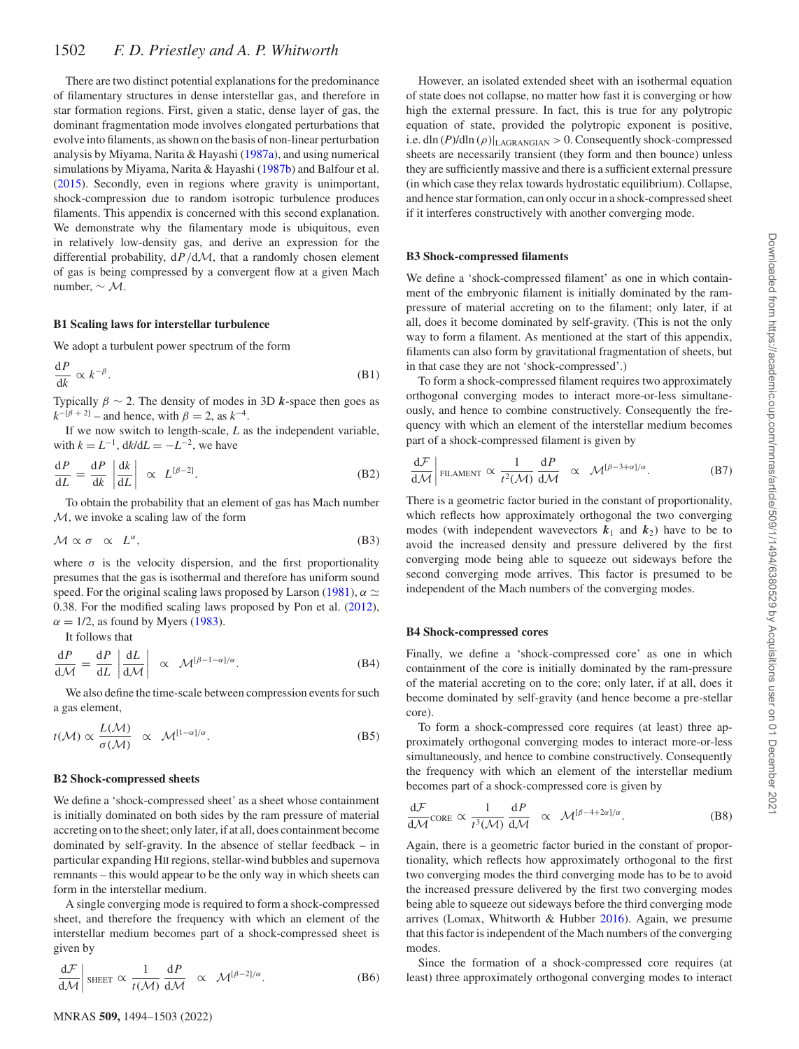There are two distinct potential explanations for the predominance of filamentary structures in dense interstellar gas, and therefore in star formation regions. First, given a static, dense layer of gas, the dominant fragmentation mode involves elongated perturbations that evolve into filaments, as shown on the basis of non-linear perturbation analysis by Miyama, Narita & Hayashi (1987a), and using numerical simulations by Miyama, Narita & Hayashi (1987b) and Balfour et al. (2015). Secondly, even in regions where gravity is unimportant, shock-compression due to random isotropic turbulence produces filaments. This appendix is concerned with this second explanation. We demonstrate why the filamentary mode is ubiquitous, even in relatively low-density gas, and derive an expression for the differential probability, $\mathrm{d}P/\mathrm{d}\mathcal{M}$, that a randomly chosen element of gas is being compressed by a convergent flow at a given Mach number, $\sim \mathcal{M}$.

### B1 Scaling laws for interstellar turbulence

We adopt a turbulent power spectrum of the form

$$\frac{\mathrm{d}P}{\mathrm{d}k} \propto k^{-\beta}. \tag{B1}$$

Typically $\beta \sim 2$. The density of modes in 3D $\boldsymbol{k}$-space then goes as $k^{-[\beta+2]}$ – and hence, with $\beta = 2$, as $k^{-4}$.

If we now switch to length-scale, $L$ as the independent variable, with $k = L^{-1}$, $\mathrm{d}k/\mathrm{d}L = -L^{-2}$, we have

$$\frac{\mathrm{d}P}{\mathrm{d}L} = \frac{\mathrm{d}P}{\mathrm{d}k}\left|\frac{\mathrm{d}k}{\mathrm{d}L}\right| \;\propto\; L^{[\beta-2]}. \tag{B2}$$

To obtain the probability that an element of gas has Mach number $\mathcal{M}$, we invoke a scaling law of the form

$$\mathcal{M} \propto \sigma \;\;\propto\;\; L^{\alpha}, \tag{B3}$$

where $\sigma$ is the velocity dispersion, and the first proportionality presumes that the gas is isothermal and therefore has uniform sound speed. For the original scaling laws proposed by Larson (1981), $\alpha \simeq 0.38$. For the modified scaling laws proposed by Pon et al. (2012), $\alpha = 1/2$, as found by Myers (1983).

It follows that

$$\frac{\mathrm{d}P}{\mathrm{d}\mathcal{M}} = \frac{\mathrm{d}P}{\mathrm{d}L}\left|\frac{\mathrm{d}L}{\mathrm{d}\mathcal{M}}\right| \;\propto\; \mathcal{M}^{[\beta-1-\alpha]/\alpha}. \tag{B4}$$

We also define the time-scale between compression events for such a gas element,

$$t(\mathcal{M}) \propto \frac{L(\mathcal{M})}{\sigma(\mathcal{M})} \;\;\propto\;\; \mathcal{M}^{[1-\alpha]/\alpha}. \tag{B5}$$

### B2 Shock-compressed sheets

We define a 'shock-compressed sheet' as a sheet whose containment is initially dominated on both sides by the ram pressure of material accreting on to the sheet; only later, if at all, does containment become dominated by self-gravity. In the absence of stellar feedback – in particular expanding HII regions, stellar-wind bubbles and supernova remnants – this would appear to be the only way in which sheets can form in the interstellar medium.

A single converging mode is required to form a shock-compressed sheet, and therefore the frequency with which an element of the interstellar medium becomes part of a shock-compressed sheet is given by

$$\left.\frac{\mathrm{d}\mathcal{F}}{\mathrm{d}\mathcal{M}}\right|_{\mathrm{SHEET}} \propto \frac{1}{t(\mathcal{M})}\frac{\mathrm{d}P}{\mathrm{d}\mathcal{M}} \;\;\propto\;\; \mathcal{M}^{[\beta-2]/\alpha}. \tag{B6}$$

However, an isolated extended sheet with an isothermal equation of state does not collapse, no matter how fast it is converging or how high the external pressure. In fact, this is true for any polytropic equation of state, provided the polytropic exponent is positive, i.e. $\mathrm{d}\ln(P)/\mathrm{d}\ln(\rho)|_{\mathrm{LAGRANGIAN}} > 0$. Consequently shock-compressed sheets are necessarily transient (they form and then bounce) unless they are sufficiently massive and there is a sufficient external pressure (in which case they relax towards hydrostatic equilibrium). Collapse, and hence star formation, can only occur in a shock-compressed sheet if it interferes constructively with another converging mode.

### B3 Shock-compressed filaments

We define a 'shock-compressed filament' as one in which containment of the embryonic filament is initially dominated by the ram-pressure of material accreting on to the filament; only later, if at all, does it become dominated by self-gravity. (This is not the only way to form a filament. As mentioned at the start of this appendix, filaments can also form by gravitational fragmentation of sheets, but in that case they are not 'shock-compressed'.)

To form a shock-compressed filament requires two approximately orthogonal converging modes to interact more-or-less simultaneously, and hence to combine constructively. Consequently the frequency with which an element of the interstellar medium becomes part of a shock-compressed filament is given by

$$\left.\frac{\mathrm{d}\mathcal{F}}{\mathrm{d}\mathcal{M}}\right|_{\mathrm{FILAMENT}} \propto \frac{1}{t^2(\mathcal{M})}\frac{\mathrm{d}P}{\mathrm{d}\mathcal{M}} \;\;\propto\;\; \mathcal{M}^{[\beta-3+\alpha]/\alpha}. \tag{B7}$$

There is a geometric factor buried in the constant of proportionality, which reflects how approximately orthogonal the two converging modes (with independent wavevectors $\boldsymbol{k}_1$ and $\boldsymbol{k}_2$) have to be to avoid the increased density and pressure delivered by the first converging mode being able to squeeze out sideways before the second converging mode arrives. This factor is presumed to be independent of the Mach numbers of the converging modes.

### B4 Shock-compressed cores

Finally, we define a 'shock-compressed core' as one in which containment of the core is initially dominated by the ram-pressure of the material accreting on to the core; only later, if at all, does it become dominated by self-gravity (and hence become a pre-stellar core).

To form a shock-compressed core requires (at least) three approximately orthogonal converging modes to interact more-or-less simultaneously, and hence to combine constructively. Consequently the frequency with which an element of the interstellar medium becomes part of a shock-compressed core is given by

$$\frac{\mathrm{d}\mathcal{F}}{\mathrm{d}\mathcal{M}}_{\mathrm{CORE}} \propto \frac{1}{t^3(\mathcal{M})}\frac{\mathrm{d}P}{\mathrm{d}\mathcal{M}} \;\;\propto\;\; \mathcal{M}^{[\beta-4+2\alpha]/\alpha}. \tag{B8}$$

Again, there is a geometric factor buried in the constant of proportionality, which reflects how approximately orthogonal to the first two converging modes the third converging mode has to be to avoid the increased pressure delivered by the first two converging modes being able to squeeze out sideways before the third converging mode arrives (Lomax, Whitworth & Hubber 2016). Again, we presume that this factor is independent of the Mach numbers of the converging modes.

Since the formation of a shock-compressed core requires (at least) three approximately orthogonal converging modes to interact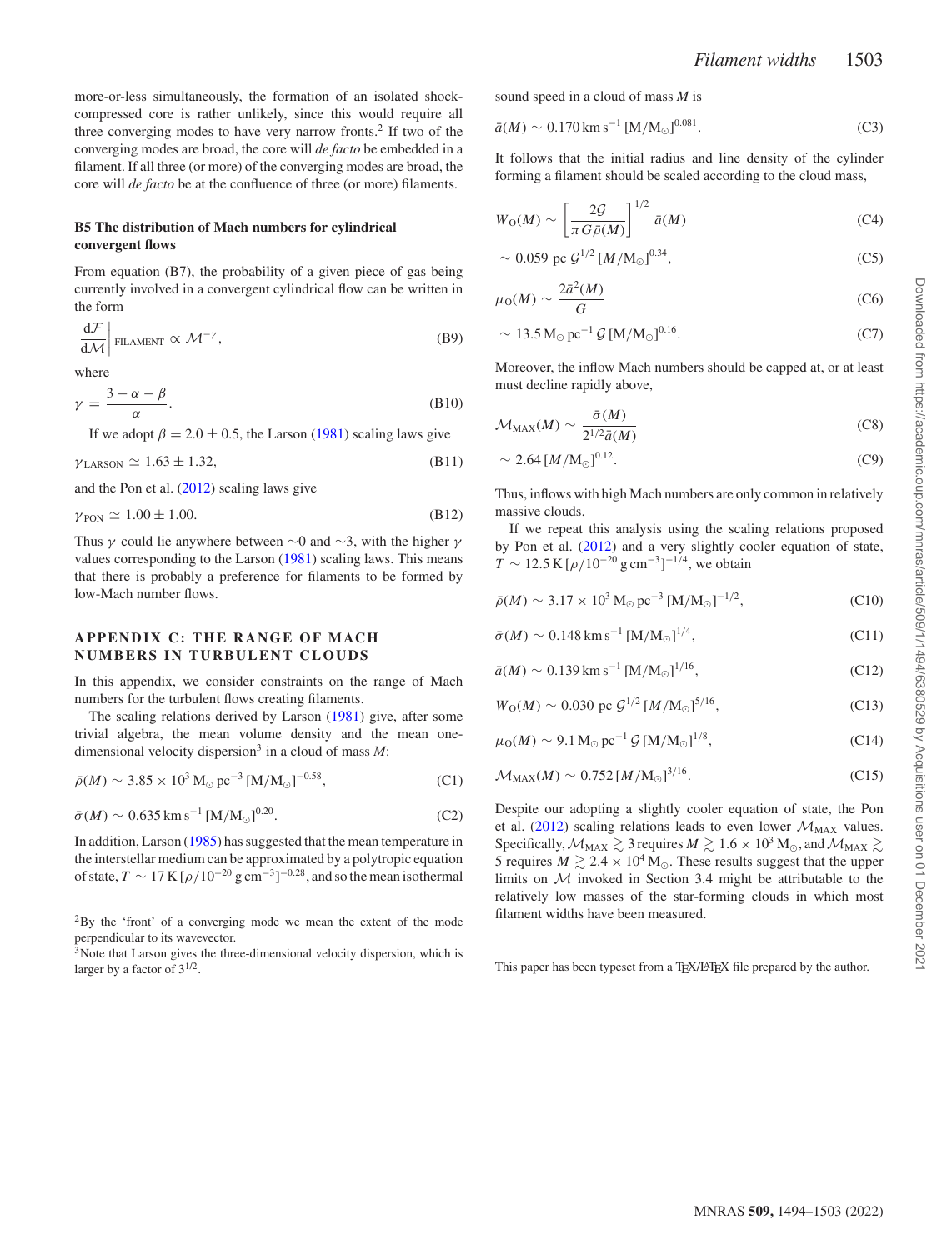more-or-less simultaneously, the formation of an isolated shock-compressed core is rather unlikely, since this would require all three converging modes to have very narrow fronts.[2] If two of the converging modes are broad, the core will *de facto* be embedded in a filament. If all three (or more) of the converging modes are broad, the core will *de facto* be at the confluence of three (or more) filaments.

### B5 The distribution of Mach numbers for cylindrical convergent flows

From equation (B7), the probability of a given piece of gas being currently involved in a convergent cylindrical flow can be written in the form

$$\left.\frac{\mathrm{d}\mathcal{F}}{\mathrm{d}\mathcal{M}}\right|_{\mathrm{FILAMENT}} \propto \mathcal{M}^{-\gamma}, \tag{B9}$$

where

$$\gamma = \frac{3-\alpha-\beta}{\alpha}. \tag{B10}$$

If we adopt $\beta = 2.0 \pm 0.5$, the Larson (1981) scaling laws give

$$\gamma_{\mathrm{LARSON}} \simeq 1.63 \pm 1.32, \tag{B11}$$

and the Pon et al. (2012) scaling laws give

$$\gamma_{\mathrm{PON}} \simeq 1.00 \pm 1.00. \tag{B12}$$

Thus $\gamma$ could lie anywhere between $\sim 0$ and $\sim 3$, with the higher $\gamma$ values corresponding to the Larson (1981) scaling laws. This means that there is probably a preference for filaments to be formed by low-Mach number flows.

## APPENDIX C: THE RANGE OF MACH NUMBERS IN TURBULENT CLOUDS

In this appendix, we consider constraints on the range of Mach numbers for the turbulent flows creating filaments.

The scaling relations derived by Larson (1981) give, after some trivial algebra, the mean volume density and the mean one-dimensional velocity dispersion[3] in a cloud of mass $M$:

$$\bar{\rho}(M) \sim 3.85 \times 10^3\,\mathrm{M}_\odot\,\mathrm{pc}^{-3}\,[\mathrm{M}/\mathrm{M}_\odot]^{-0.58}, \tag{C1}$$

$$\bar{\sigma}(M) \sim 0.635\,\mathrm{km\,s}^{-1}\,[\mathrm{M}/\mathrm{M}_\odot]^{0.20}. \tag{C2}$$

In addition, Larson (1985) has suggested that the mean temperature in the interstellar medium can be approximated by a polytropic equation of state, $T \sim 17\,\mathrm{K}\,[\rho/10^{-20}\,\mathrm{g\,cm}^{-3}]^{-0.28}$, and so the mean isothermal sound speed in a cloud of mass $M$ is

$$\bar{a}(M) \sim 0.170\,\mathrm{km\,s}^{-1}\,[\mathrm{M}/\mathrm{M}_\odot]^{0.081}. \tag{C3}$$

It follows that the initial radius and line density of the cylinder forming a filament should be scaled according to the cloud mass,

$$W_{\mathrm{O}}(M) \sim \left[\frac{2\mathcal{G}}{\pi G \bar{\rho}(M)}\right]^{1/2} \bar{a}(M) \tag{C4}$$

$$\sim 0.059\ \mathrm{pc}\ \mathcal{G}^{1/2}\,[M/\mathrm{M}_\odot]^{0.34}, \tag{C5}$$

$$\mu_{\mathrm{O}}(M) \sim \frac{2\bar{a}^2(M)}{G} \tag{C6}$$

$$\sim 13.5\,\mathrm{M}_\odot\,\mathrm{pc}^{-1}\,\mathcal{G}\,[\mathrm{M}/\mathrm{M}_\odot]^{0.16}. \tag{C7}$$

Moreover, the inflow Mach numbers should be capped at, or at least must decline rapidly above,

$$\mathcal{M}_{\mathrm{MAX}}(M) \sim \frac{\bar{\sigma}(M)}{2^{1/2}\bar{a}(M)} \tag{C8}$$

$$\sim 2.64\,[M/\mathrm{M}_\odot]^{0.12}. \tag{C9}$$

Thus, inflows with high Mach numbers are only common in relatively massive clouds.

If we repeat this analysis using the scaling relations proposed by Pon et al. (2012) and a very slightly cooler equation of state, $T \sim 12.5\,\mathrm{K}\,[\rho/10^{-20}\,\mathrm{g\,cm}^{-3}]^{-1/4}$, we obtain

$$\bar{\rho}(M) \sim 3.17 \times 10^3\,\mathrm{M}_\odot\,\mathrm{pc}^{-3}\,[\mathrm{M}/\mathrm{M}_\odot]^{-1/2}, \tag{C10}$$

$$\bar{\sigma}(M) \sim 0.148\,\mathrm{km\,s}^{-1}\,[\mathrm{M}/\mathrm{M}_\odot]^{1/4}, \tag{C11}$$

$$\bar{a}(M) \sim 0.139\,\mathrm{km\,s}^{-1}\,[\mathrm{M}/\mathrm{M}_\odot]^{1/16}, \tag{C12}$$

$$W_{\mathrm{O}}(M) \sim 0.030\ \mathrm{pc}\ \mathcal{G}^{1/2}\,[M/\mathrm{M}_\odot]^{5/16}, \tag{C13}$$

$$\mu_{\mathrm{O}}(M) \sim 9.1\,\mathrm{M}_\odot\,\mathrm{pc}^{-1}\,\mathcal{G}\,[\mathrm{M}/\mathrm{M}_\odot]^{1/8}, \tag{C14}$$

$$\mathcal{M}_{\mathrm{MAX}}(M) \sim 0.752\,[M/\mathrm{M}_\odot]^{3/16}. \tag{C15}$$

Despite our adopting a slightly cooler equation of state, the Pon et al. (2012) scaling relations leads to even lower $\mathcal{M}_{\mathrm{MAX}}$ values. Specifically, $\mathcal{M}_{\mathrm{MAX}} \gtrsim 3$ requires $M \gtrsim 1.6 \times 10^3\,\mathrm{M}_\odot$, and $\mathcal{M}_{\mathrm{MAX}} \gtrsim 5$ requires $M \gtrsim 2.4 \times 10^4\,\mathrm{M}_\odot$. These results suggest that the upper limits on $\mathcal{M}$ invoked in Section 3.4 might be attributable to the relatively low masses of the star-forming clouds in which most filament widths have been measured.

[2]By the 'front' of a converging mode we mean the extent of the mode perpendicular to its wavevector.

[3]Note that Larson gives the three-dimensional velocity dispersion, which is larger by a factor of $3^{1/2}$.

This paper has been typeset from a TEX/LATEX file prepared by the author.